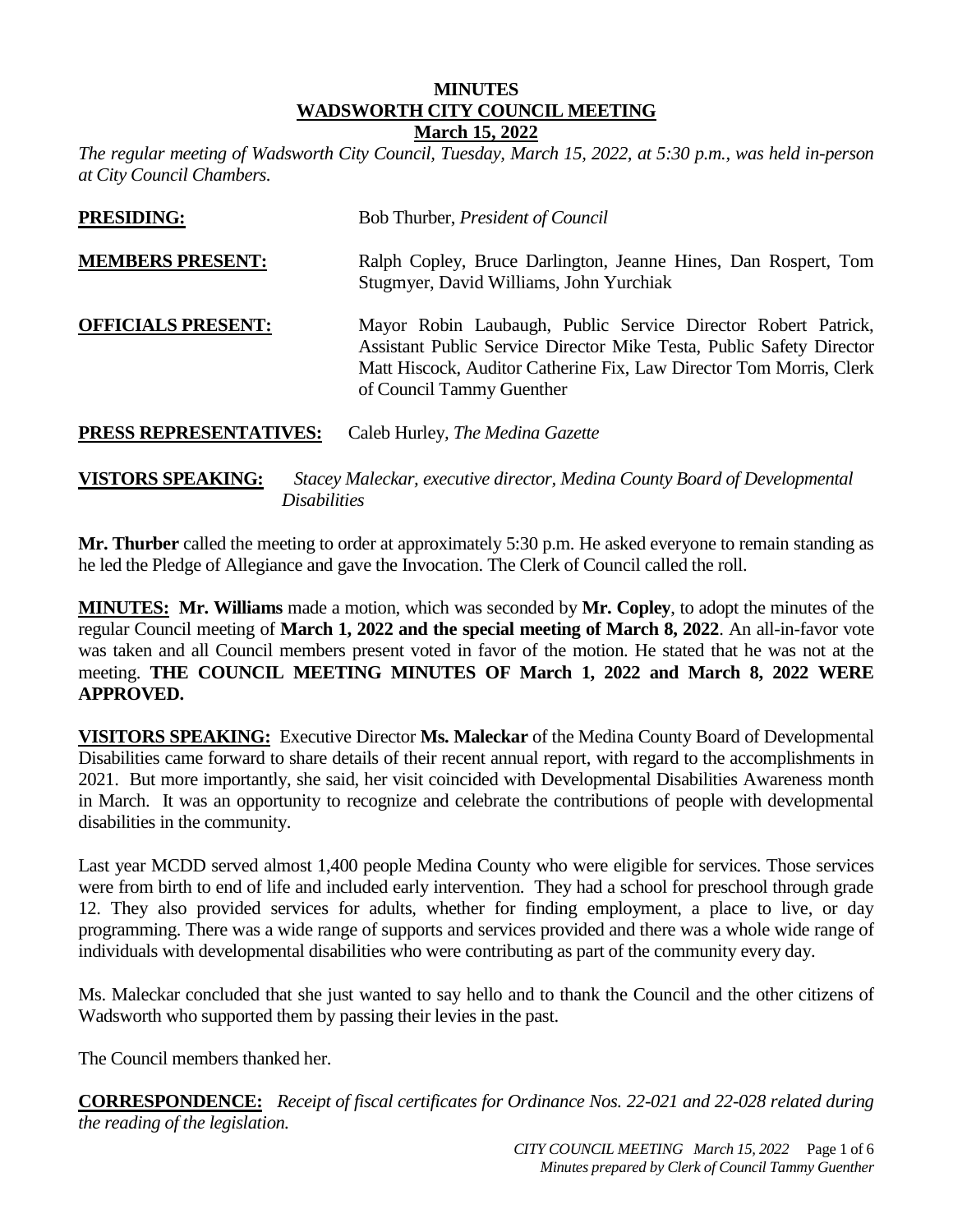# MINUTES
# WADSWORTH CITY COUNCIL MEETING
## March 15, 2022

*The regular meeting of Wadsworth City Council, Tuesday, March 15, 2022, at 5:30 p.m., was held in-person at City Council Chambers.*

**PRESIDING:** Bob Thurber, *President of Council*

**MEMBERS PRESENT:** Ralph Copley, Bruce Darlington, Jeanne Hines, Dan Rospert, Tom Stugmyer, David Williams, John Yurchiak

**OFFICIALS PRESENT:** Mayor Robin Laubaugh, Public Service Director Robert Patrick, Assistant Public Service Director Mike Testa, Public Safety Director Matt Hiscock, Auditor Catherine Fix, Law Director Tom Morris, Clerk of Council Tammy Guenther

**PRESS REPRESENTATIVES:** Caleb Hurley, *The Medina Gazette*

**VISTORS SPEAKING:** *Stacey Maleckar, executive director, Medina County Board of Developmental Disabilities*

**Mr. Thurber** called the meeting to order at approximately 5:30 p.m. He asked everyone to remain standing as he led the Pledge of Allegiance and gave the Invocation. The Clerk of Council called the roll.

**MINUTES: Mr. Williams** made a motion, which was seconded by **Mr. Copley**, to adopt the minutes of the regular Council meeting of **March 1, 2022 and the special meeting of March 8, 2022**. An all-in-favor vote was taken and all Council members present voted in favor of the motion. He stated that he was not at the meeting. **THE COUNCIL MEETING MINUTES OF March 1, 2022 and March 8, 2022 WERE APPROVED.**

**VISITORS SPEAKING:** Executive Director **Ms. Maleckar** of the Medina County Board of Developmental Disabilities came forward to share details of their recent annual report, with regard to the accomplishments in 2021. But more importantly, she said, her visit coincided with Developmental Disabilities Awareness month in March. It was an opportunity to recognize and celebrate the contributions of people with developmental disabilities in the community.

Last year MCDD served almost 1,400 people Medina County who were eligible for services. Those services were from birth to end of life and included early intervention. They had a school for preschool through grade 12. They also provided services for adults, whether for finding employment, a place to live, or day programming. There was a wide range of supports and services provided and there was a whole wide range of individuals with developmental disabilities who were contributing as part of the community every day.

Ms. Maleckar concluded that she just wanted to say hello and to thank the Council and the other citizens of Wadsworth who supported them by passing their levies in the past.

The Council members thanked her.

**CORRESPONDENCE:** *Receipt of fiscal certificates for Ordinance Nos. 22-021 and 22-028 related during the reading of the legislation.*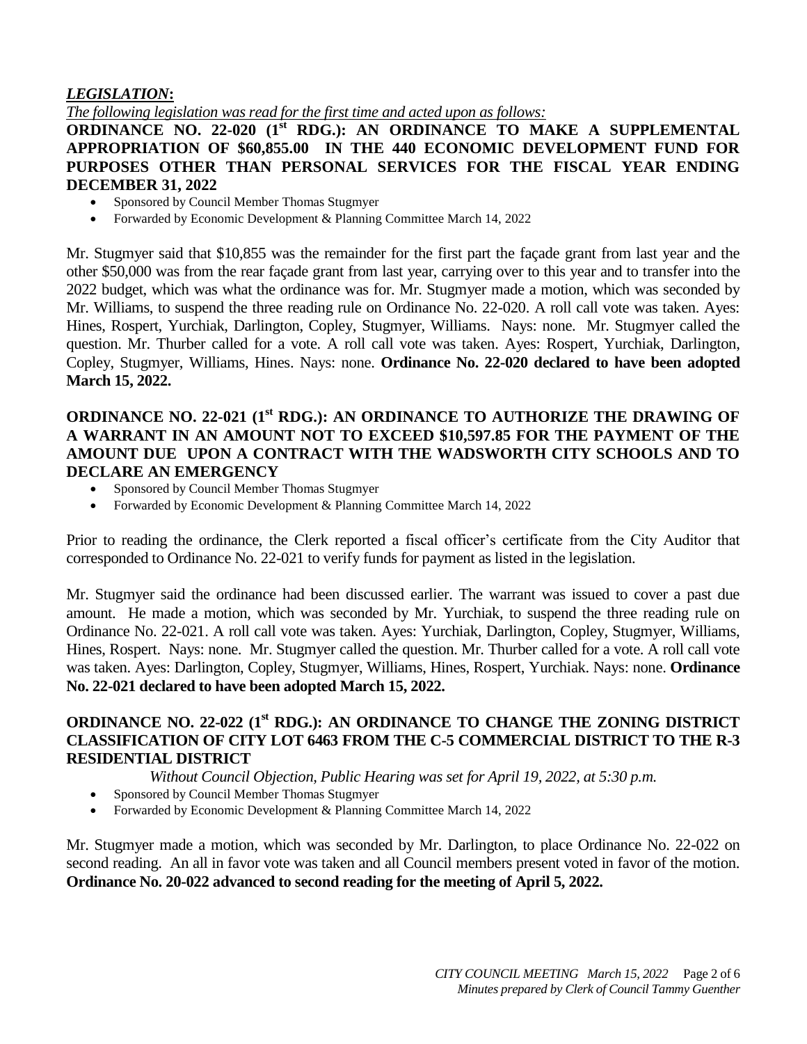## *LEGISLATION*:

*The following legislation was read for the first time and acted upon as follows:*

**ORDINANCE NO. 22-020 (1st RDG.): AN ORDINANCE TO MAKE A SUPPLEMENTAL APPROPRIATION OF $60,855.00 IN THE 440 ECONOMIC DEVELOPMENT FUND FOR PURPOSES OTHER THAN PERSONAL SERVICES FOR THE FISCAL YEAR ENDING DECEMBER 31, 2022**

- Sponsored by Council Member Thomas Stugmyer
- Forwarded by Economic Development & Planning Committee March 14, 2022

Mr. Stugmyer said that $10,855 was the remainder for the first part the façade grant from last year and the other $50,000 was from the rear façade grant from last year, carrying over to this year and to transfer into the 2022 budget, which was what the ordinance was for. Mr. Stugmyer made a motion, which was seconded by Mr. Williams, to suspend the three reading rule on Ordinance No. 22-020. A roll call vote was taken. Ayes: Hines, Rospert, Yurchiak, Darlington, Copley, Stugmyer, Williams. Nays: none. Mr. Stugmyer called the question. Mr. Thurber called for a vote. A roll call vote was taken. Ayes: Rospert, Yurchiak, Darlington, Copley, Stugmyer, Williams, Hines. Nays: none. **Ordinance No. 22-020 declared to have been adopted March 15, 2022.**

**ORDINANCE NO. 22-021 (1st RDG.): AN ORDINANCE TO AUTHORIZE THE DRAWING OF A WARRANT IN AN AMOUNT NOT TO EXCEED $10,597.85 FOR THE PAYMENT OF THE AMOUNT DUE UPON A CONTRACT WITH THE WADSWORTH CITY SCHOOLS AND TO DECLARE AN EMERGENCY**

- Sponsored by Council Member Thomas Stugmyer
- Forwarded by Economic Development & Planning Committee March 14, 2022

Prior to reading the ordinance, the Clerk reported a fiscal officer's certificate from the City Auditor that corresponded to Ordinance No. 22-021 to verify funds for payment as listed in the legislation.

Mr. Stugmyer said the ordinance had been discussed earlier. The warrant was issued to cover a past due amount. He made a motion, which was seconded by Mr. Yurchiak, to suspend the three reading rule on Ordinance No. 22-021. A roll call vote was taken. Ayes: Yurchiak, Darlington, Copley, Stugmyer, Williams, Hines, Rospert. Nays: none. Mr. Stugmyer called the question. Mr. Thurber called for a vote. A roll call vote was taken. Ayes: Darlington, Copley, Stugmyer, Williams, Hines, Rospert, Yurchiak. Nays: none. **Ordinance No. 22-021 declared to have been adopted March 15, 2022.**

**ORDINANCE NO. 22-022 (1st RDG.): AN ORDINANCE TO CHANGE THE ZONING DISTRICT CLASSIFICATION OF CITY LOT 6463 FROM THE C-5 COMMERCIAL DISTRICT TO THE R-3 RESIDENTIAL DISTRICT**

*Without Council Objection, Public Hearing was set for April 19, 2022, at 5:30 p.m.*

- Sponsored by Council Member Thomas Stugmyer
- Forwarded by Economic Development & Planning Committee March 14, 2022

Mr. Stugmyer made a motion, which was seconded by Mr. Darlington, to place Ordinance No. 22-022 on second reading. An all in favor vote was taken and all Council members present voted in favor of the motion. **Ordinance No. 20-022 advanced to second reading for the meeting of April 5, 2022.**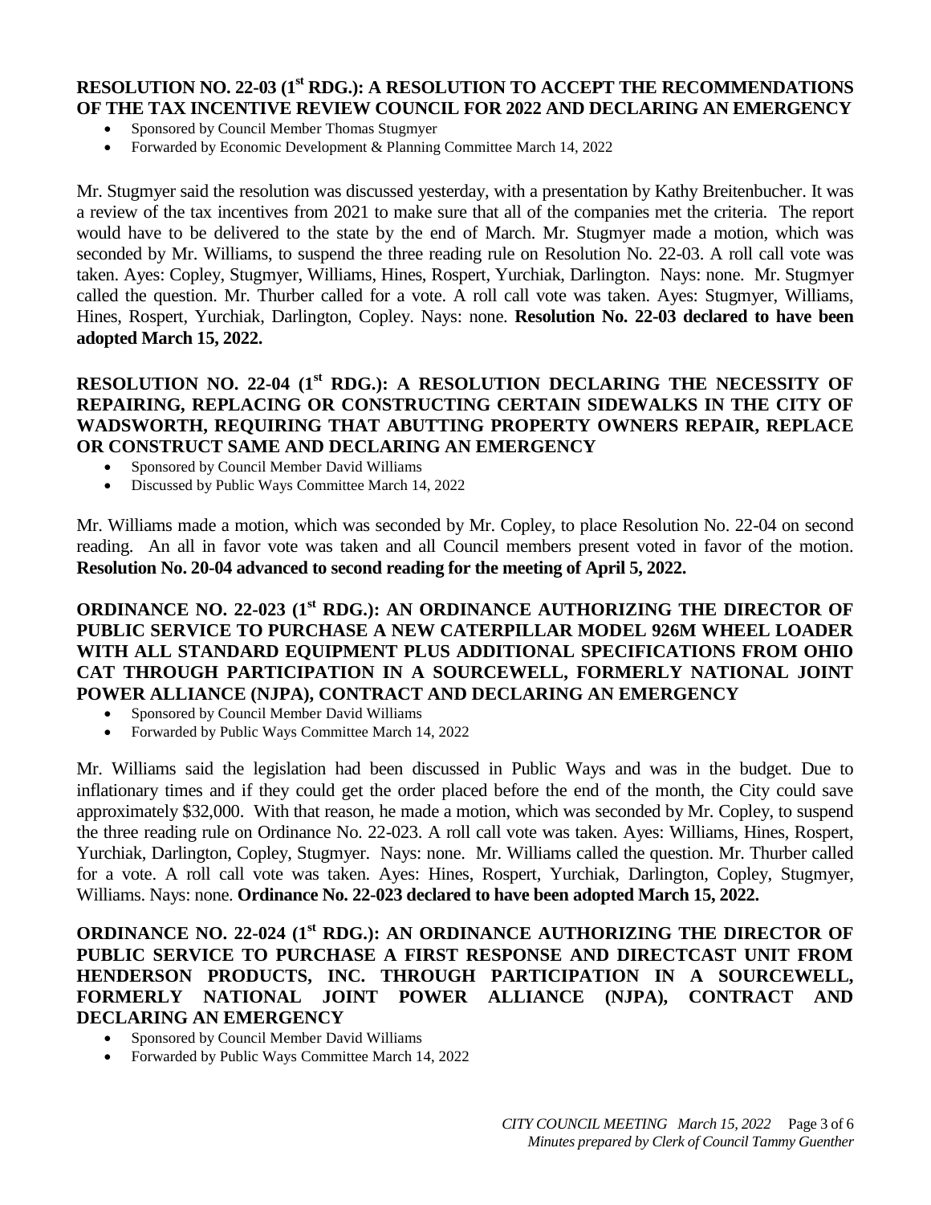**RESOLUTION NO. 22-03 (1st RDG.): A RESOLUTION TO ACCEPT THE RECOMMENDATIONS OF THE TAX INCENTIVE REVIEW COUNCIL FOR 2022 AND DECLARING AN EMERGENCY**

- Sponsored by Council Member Thomas Stugmyer
- Forwarded by Economic Development & Planning Committee March 14, 2022

Mr. Stugmyer said the resolution was discussed yesterday, with a presentation by Kathy Breitenbucher. It was a review of the tax incentives from 2021 to make sure that all of the companies met the criteria. The report would have to be delivered to the state by the end of March. Mr. Stugmyer made a motion, which was seconded by Mr. Williams, to suspend the three reading rule on Resolution No. 22-03. A roll call vote was taken. Ayes: Copley, Stugmyer, Williams, Hines, Rospert, Yurchiak, Darlington. Nays: none. Mr. Stugmyer called the question. Mr. Thurber called for a vote. A roll call vote was taken. Ayes: Stugmyer, Williams, Hines, Rospert, Yurchiak, Darlington, Copley. Nays: none. **Resolution No. 22-03 declared to have been adopted March 15, 2022.**

**RESOLUTION NO. 22-04 (1st RDG.): A RESOLUTION DECLARING THE NECESSITY OF REPAIRING, REPLACING OR CONSTRUCTING CERTAIN SIDEWALKS IN THE CITY OF WADSWORTH, REQUIRING THAT ABUTTING PROPERTY OWNERS REPAIR, REPLACE OR CONSTRUCT SAME AND DECLARING AN EMERGENCY**

- Sponsored by Council Member David Williams
- Discussed by Public Ways Committee March 14, 2022

Mr. Williams made a motion, which was seconded by Mr. Copley, to place Resolution No. 22-04 on second reading. An all in favor vote was taken and all Council members present voted in favor of the motion. **Resolution No. 20-04 advanced to second reading for the meeting of April 5, 2022.**

**ORDINANCE NO. 22-023 (1st RDG.): AN ORDINANCE AUTHORIZING THE DIRECTOR OF PUBLIC SERVICE TO PURCHASE A NEW CATERPILLAR MODEL 926M WHEEL LOADER WITH ALL STANDARD EQUIPMENT PLUS ADDITIONAL SPECIFICATIONS FROM OHIO CAT THROUGH PARTICIPATION IN A SOURCEWELL, FORMERLY NATIONAL JOINT POWER ALLIANCE (NJPA), CONTRACT AND DECLARING AN EMERGENCY**

- Sponsored by Council Member David Williams
- Forwarded by Public Ways Committee March 14, 2022

Mr. Williams said the legislation had been discussed in Public Ways and was in the budget. Due to inflationary times and if they could get the order placed before the end of the month, the City could save approximately $32,000. With that reason, he made a motion, which was seconded by Mr. Copley, to suspend the three reading rule on Ordinance No. 22-023. A roll call vote was taken. Ayes: Williams, Hines, Rospert, Yurchiak, Darlington, Copley, Stugmyer. Nays: none. Mr. Williams called the question. Mr. Thurber called for a vote. A roll call vote was taken. Ayes: Hines, Rospert, Yurchiak, Darlington, Copley, Stugmyer, Williams. Nays: none. **Ordinance No. 22-023 declared to have been adopted March 15, 2022.**

**ORDINANCE NO. 22-024 (1st RDG.): AN ORDINANCE AUTHORIZING THE DIRECTOR OF PUBLIC SERVICE TO PURCHASE A FIRST RESPONSE AND DIRECTCAST UNIT FROM HENDERSON PRODUCTS, INC. THROUGH PARTICIPATION IN A SOURCEWELL, FORMERLY NATIONAL JOINT POWER ALLIANCE (NJPA), CONTRACT AND DECLARING AN EMERGENCY**

- Sponsored by Council Member David Williams
- Forwarded by Public Ways Committee March 14, 2022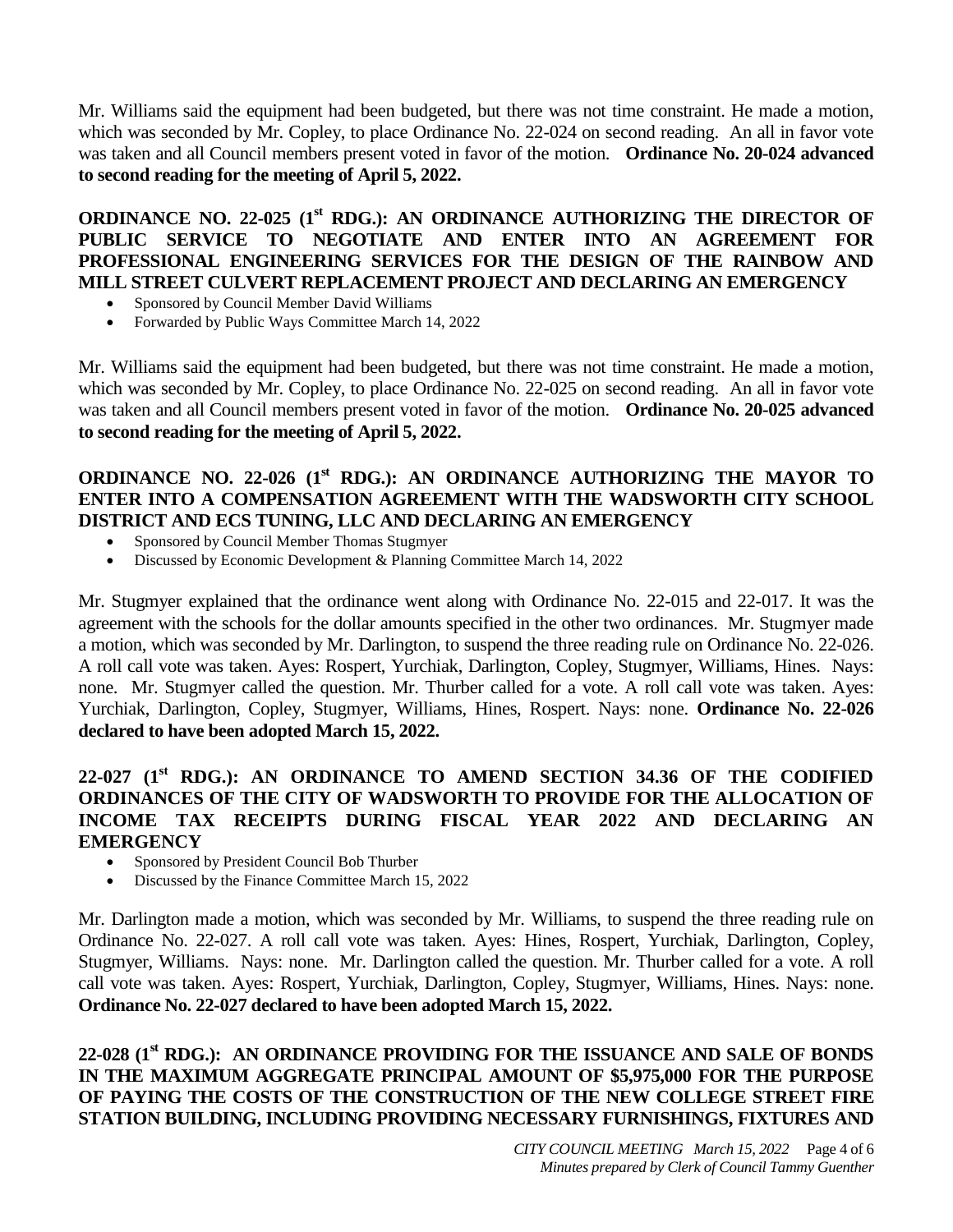Mr. Williams said the equipment had been budgeted, but there was not time constraint. He made a motion, which was seconded by Mr. Copley, to place Ordinance No. 22-024 on second reading. An all in favor vote was taken and all Council members present voted in favor of the motion. **Ordinance No. 20-024 advanced to second reading for the meeting of April 5, 2022.**

## ORDINANCE NO. 22-025 (1st RDG.): AN ORDINANCE AUTHORIZING THE DIRECTOR OF PUBLIC SERVICE TO NEGOTIATE AND ENTER INTO AN AGREEMENT FOR PROFESSIONAL ENGINEERING SERVICES FOR THE DESIGN OF THE RAINBOW AND MILL STREET CULVERT REPLACEMENT PROJECT AND DECLARING AN EMERGENCY

- Sponsored by Council Member David Williams
- Forwarded by Public Ways Committee March 14, 2022

Mr. Williams said the equipment had been budgeted, but there was not time constraint. He made a motion, which was seconded by Mr. Copley, to place Ordinance No. 22-025 on second reading. An all in favor vote was taken and all Council members present voted in favor of the motion. **Ordinance No. 20-025 advanced to second reading for the meeting of April 5, 2022.**

## ORDINANCE NO. 22-026 (1st RDG.): AN ORDINANCE AUTHORIZING THE MAYOR TO ENTER INTO A COMPENSATION AGREEMENT WITH THE WADSWORTH CITY SCHOOL DISTRICT AND ECS TUNING, LLC AND DECLARING AN EMERGENCY

- Sponsored by Council Member Thomas Stugmyer
- Discussed by Economic Development & Planning Committee March 14, 2022

Mr. Stugmyer explained that the ordinance went along with Ordinance No. 22-015 and 22-017. It was the agreement with the schools for the dollar amounts specified in the other two ordinances. Mr. Stugmyer made a motion, which was seconded by Mr. Darlington, to suspend the three reading rule on Ordinance No. 22-026. A roll call vote was taken. Ayes: Rospert, Yurchiak, Darlington, Copley, Stugmyer, Williams, Hines. Nays: none. Mr. Stugmyer called the question. Mr. Thurber called for a vote. A roll call vote was taken. Ayes: Yurchiak, Darlington, Copley, Stugmyer, Williams, Hines, Rospert. Nays: none. **Ordinance No. 22-026 declared to have been adopted March 15, 2022.**

## 22-027 (1st RDG.): AN ORDINANCE TO AMEND SECTION 34.36 OF THE CODIFIED ORDINANCES OF THE CITY OF WADSWORTH TO PROVIDE FOR THE ALLOCATION OF INCOME TAX RECEIPTS DURING FISCAL YEAR 2022 AND DECLARING AN EMERGENCY

- Sponsored by President Council Bob Thurber
- Discussed by the Finance Committee March 15, 2022

Mr. Darlington made a motion, which was seconded by Mr. Williams, to suspend the three reading rule on Ordinance No. 22-027. A roll call vote was taken. Ayes: Hines, Rospert, Yurchiak, Darlington, Copley, Stugmyer, Williams. Nays: none. Mr. Darlington called the question. Mr. Thurber called for a vote. A roll call vote was taken. Ayes: Rospert, Yurchiak, Darlington, Copley, Stugmyer, Williams, Hines. Nays: none. **Ordinance No. 22-027 declared to have been adopted March 15, 2022.**

## 22-028 (1st RDG.): AN ORDINANCE PROVIDING FOR THE ISSUANCE AND SALE OF BONDS IN THE MAXIMUM AGGREGATE PRINCIPAL AMOUNT OF $5,975,000 FOR THE PURPOSE OF PAYING THE COSTS OF THE CONSTRUCTION OF THE NEW COLLEGE STREET FIRE STATION BUILDING, INCLUDING PROVIDING NECESSARY FURNISHINGS, FIXTURES AND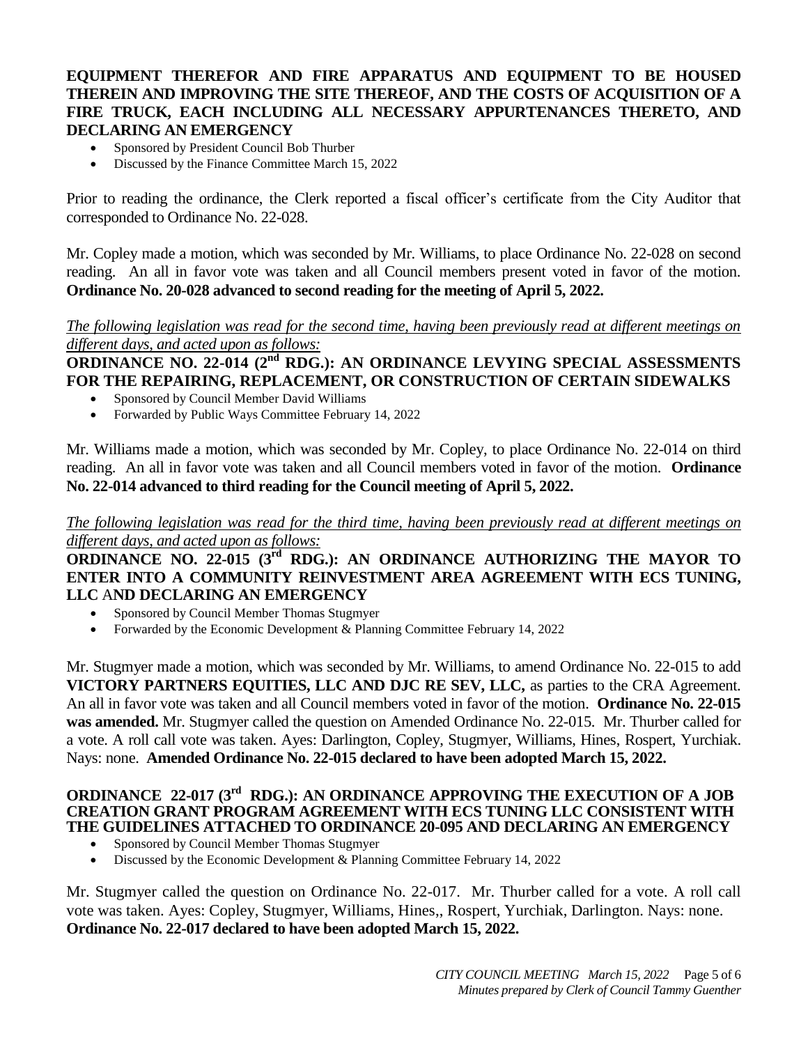**EQUIPMENT THEREFOR AND FIRE APPARATUS AND EQUIPMENT TO BE HOUSED THEREIN AND IMPROVING THE SITE THEREOF, AND THE COSTS OF ACQUISITION OF A FIRE TRUCK, EACH INCLUDING ALL NECESSARY APPURTENANCES THERETO, AND DECLARING AN EMERGENCY**

- Sponsored by President Council Bob Thurber
- Discussed by the Finance Committee March 15, 2022

Prior to reading the ordinance, the Clerk reported a fiscal officer's certificate from the City Auditor that corresponded to Ordinance No. 22-028.

Mr. Copley made a motion, which was seconded by Mr. Williams, to place Ordinance No. 22-028 on second reading. An all in favor vote was taken and all Council members present voted in favor of the motion. **Ordinance No. 20-028 advanced to second reading for the meeting of April 5, 2022.**

*The following legislation was read for the second time, having been previously read at different meetings on different days, and acted upon as follows:*

**ORDINANCE NO. 22-014 (2nd RDG.): AN ORDINANCE LEVYING SPECIAL ASSESSMENTS FOR THE REPAIRING, REPLACEMENT, OR CONSTRUCTION OF CERTAIN SIDEWALKS**

- Sponsored by Council Member David Williams
- Forwarded by Public Ways Committee February 14, 2022

Mr. Williams made a motion, which was seconded by Mr. Copley, to place Ordinance No. 22-014 on third reading. An all in favor vote was taken and all Council members voted in favor of the motion. **Ordinance No. 22-014 advanced to third reading for the Council meeting of April 5, 2022.**

*The following legislation was read for the third time, having been previously read at different meetings on different days, and acted upon as follows:*

**ORDINANCE NO. 22-015 (3rd RDG.): AN ORDINANCE AUTHORIZING THE MAYOR TO ENTER INTO A COMMUNITY REINVESTMENT AREA AGREEMENT WITH ECS TUNING, LLC AND DECLARING AN EMERGENCY**

- Sponsored by Council Member Thomas Stugmyer
- Forwarded by the Economic Development & Planning Committee February 14, 2022

Mr. Stugmyer made a motion, which was seconded by Mr. Williams, to amend Ordinance No. 22-015 to add **VICTORY PARTNERS EQUITIES, LLC AND DJC RE SEV, LLC,** as parties to the CRA Agreement. An all in favor vote was taken and all Council members voted in favor of the motion. **Ordinance No. 22-015 was amended.** Mr. Stugmyer called the question on Amended Ordinance No. 22-015. Mr. Thurber called for a vote. A roll call vote was taken. Ayes: Darlington, Copley, Stugmyer, Williams, Hines, Rospert, Yurchiak. Nays: none. **Amended Ordinance No. 22-015 declared to have been adopted March 15, 2022.**

**ORDINANCE 22-017 (3rd RDG.): AN ORDINANCE APPROVING THE EXECUTION OF A JOB CREATION GRANT PROGRAM AGREEMENT WITH ECS TUNING LLC CONSISTENT WITH THE GUIDELINES ATTACHED TO ORDINANCE 20-095 AND DECLARING AN EMERGENCY**

- Sponsored by Council Member Thomas Stugmyer
- Discussed by the Economic Development & Planning Committee February 14, 2022

Mr. Stugmyer called the question on Ordinance No. 22-017. Mr. Thurber called for a vote. A roll call vote was taken. Ayes: Copley, Stugmyer, Williams, Hines,, Rospert, Yurchiak, Darlington. Nays: none. **Ordinance No. 22-017 declared to have been adopted March 15, 2022.**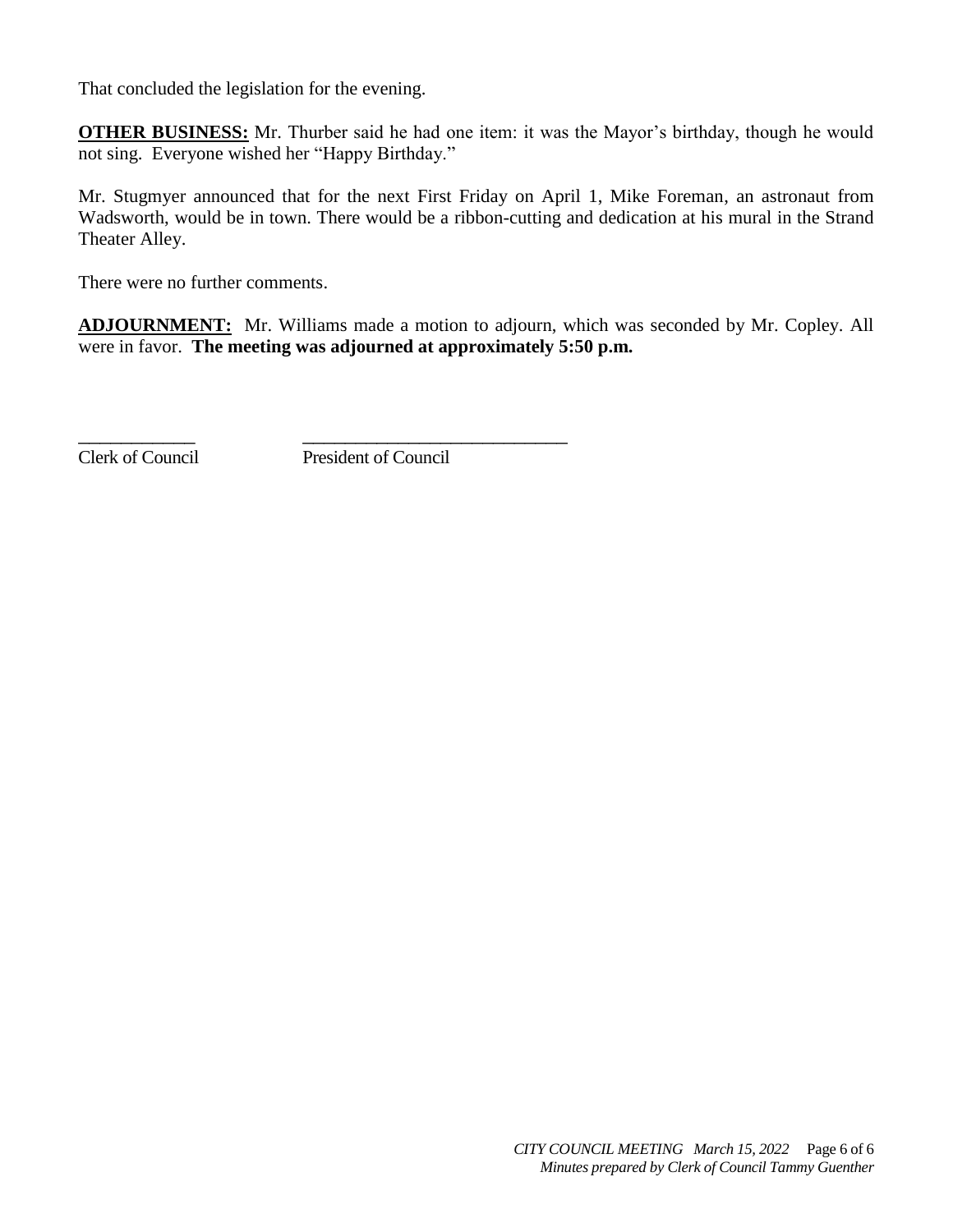That concluded the legislation for the evening.

**OTHER BUSINESS:** Mr. Thurber said he had one item: it was the Mayor's birthday, though he would not sing. Everyone wished her "Happy Birthday."

Mr. Stugmyer announced that for the next First Friday on April 1, Mike Foreman, an astronaut from Wadsworth, would be in town. There would be a ribbon-cutting and dedication at his mural in the Strand Theater Alley.

There were no further comments.

**ADJOURNMENT:** Mr. Williams made a motion to adjourn, which was seconded by Mr. Copley. All were in favor. **The meeting was adjourned at approximately 5:50 p.m.**

\_\_\_\_\_\_\_\_\_\_\_\_\_ \_\_\_\_\_\_\_\_\_\_\_\_\_\_\_\_\_\_\_\_\_\_\_\_\_\_\_\_\_\_

Clerk of Council President of Council

*CITY COUNCIL MEETING March 15, 2022*
*Minutes prepared by Clerk of Council Tammy Guenther*